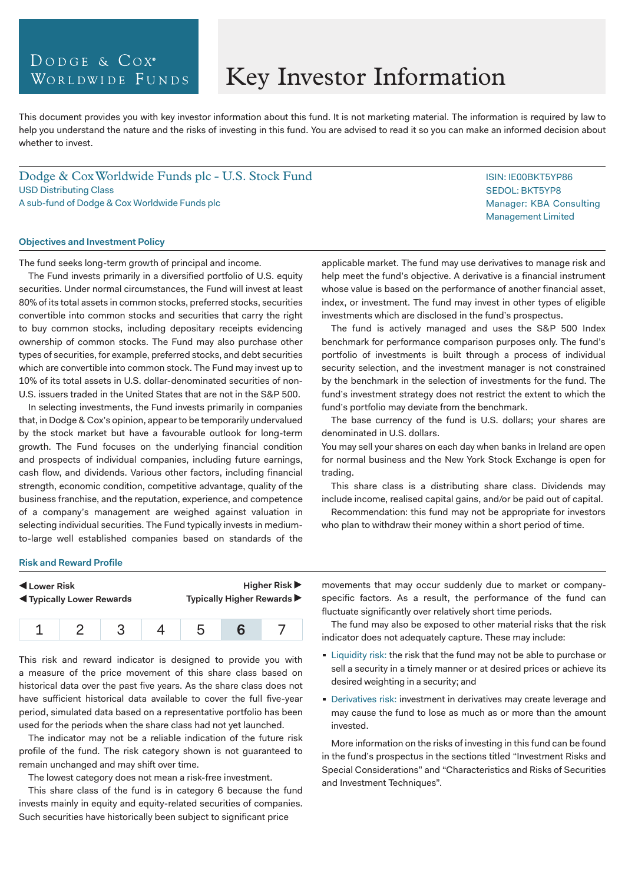# Key Investor Information

Dodge & Cox Worldwide Funds

This document provides you with key investor information about this fund. It is not marketing material. The information is required by law to help you understand the nature and the risks of investing in this fund. You are advised to read it so you can make an informed decision about whether to invest.

## Dodge & Cox Worldwide Funds plc - U.S. Stock Fund

USD Distributing Class
A sub-fund of Dodge & Cox Worldwide Funds plc

ISIN: IE00BKT5YP86
SEDOL: BKT5YP8
Manager: KBA Consulting Management Limited

### Objectives and Investment Policy

The fund seeks long-term growth of principal and income.

The Fund invests primarily in a diversified portfolio of U.S. equity securities. Under normal circumstances, the Fund will invest at least 80% of its total assets in common stocks, preferred stocks, securities convertible into common stocks and securities that carry the right to buy common stocks, including depositary receipts evidencing ownership of common stocks. The Fund may also purchase other types of securities, for example, preferred stocks, and debt securities which are convertible into common stock. The Fund may invest up to 10% of its total assets in U.S. dollar-denominated securities of non-U.S. issuers traded in the United States that are not in the S&P 500.

In selecting investments, the Fund invests primarily in companies that, in Dodge & Cox's opinion, appear to be temporarily undervalued by the stock market but have a favourable outlook for long-term growth. The Fund focuses on the underlying financial condition and prospects of individual companies, including future earnings, cash flow, and dividends. Various other factors, including financial strength, economic condition, competitive advantage, quality of the business franchise, and the reputation, experience, and competence of a company's management are weighed against valuation in selecting individual securities. The Fund typically invests in medium-to-large well established companies based on standards of the applicable market. The fund may use derivatives to manage risk and help meet the fund's objective. A derivative is a financial instrument whose value is based on the performance of another financial asset, index, or investment. The fund may invest in other types of eligible investments which are disclosed in the fund's prospectus.

The fund is actively managed and uses the S&P 500 Index benchmark for performance comparison purposes only. The fund's portfolio of investments is built through a process of individual security selection, and the investment manager is not constrained by the benchmark in the selection of investments for the fund. The fund's investment strategy does not restrict the extent to which the fund's portfolio may deviate from the benchmark.

The base currency of the fund is U.S. dollars; your shares are denominated in U.S. dollars.

You may sell your shares on each day when banks in Ireland are open for normal business and the New York Stock Exchange is open for trading.

This share class is a distributing share class. Dividends may include income, realised capital gains, and/or be paid out of capital.

Recommendation: this fund may not be appropriate for investors who plan to withdraw their money within a short period of time.

### Risk and Reward Profile

◀ Lower Risk — Higher Risk ▶
◀ Typically Lower Rewards — Typically Higher Rewards ▶

| 1 | 2 | 3 | 4 | 5 | **6** | 7 |
|---|---|---|---|---|---|---|

This risk and reward indicator is designed to provide you with a measure of the price movement of this share class based on historical data over the past five years. As the share class does not have sufficient historical data available to cover the full five-year period, simulated data based on a representative portfolio has been used for the periods when the share class had not yet launched.

The indicator may not be a reliable indication of the future risk profile of the fund. The risk category shown is not guaranteed to remain unchanged and may shift over time.

The lowest category does not mean a risk-free investment.

This share class of the fund is in category 6 because the fund invests mainly in equity and equity-related securities of companies. Such securities have historically been subject to significant price movements that may occur suddenly due to market or company-specific factors. As a result, the performance of the fund can fluctuate significantly over relatively short time periods.

The fund may also be exposed to other material risks that the risk indicator does not adequately capture. These may include:

- Liquidity risk: the risk that the fund may not be able to purchase or sell a security in a timely manner or at desired prices or achieve its desired weighting in a security; and
- Derivatives risk: investment in derivatives may create leverage and may cause the fund to lose as much as or more than the amount invested.

More information on the risks of investing in this fund can be found in the fund's prospectus in the sections titled "Investment Risks and Special Considerations" and "Characteristics and Risks of Securities and Investment Techniques".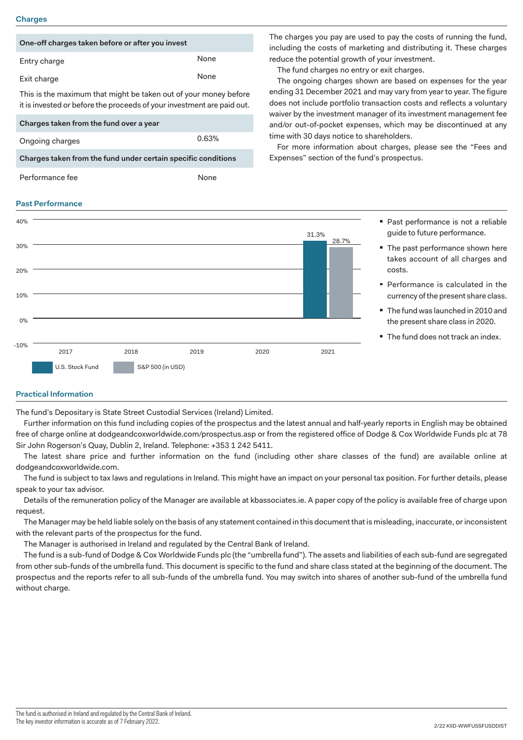## Charges

| One-off charges taken before or after you invest | |
|---|---|
| Entry charge | None |
| Exit charge | None |
| This is the maximum that might be taken out of your money before it is invested or before the proceeds of your investment are paid out. | |
| **Charges taken from the fund over a year** | |
| Ongoing charges | 0.63% |
| **Charges taken from the fund under certain specific conditions** | |
| Performance fee | None |

The charges you pay are used to pay the costs of running the fund, including the costs of marketing and distributing it. These charges reduce the potential growth of your investment.

The fund charges no entry or exit charges.

The ongoing charges shown are based on expenses for the year ending 31 December 2021 and may vary from year to year. The figure does not include portfolio transaction costs and reflects a voluntary waiver by the investment manager of its investment management fee and/or out-of-pocket expenses, which may be discontinued at any time with 30 days notice to shareholders.

For more information about charges, please see the "Fees and Expenses" section of the fund's prospectus.

## Past Performance

40%
30%
20%
10%
0%
-10%

2017
2018
2019
2020
2021

31.3%
28.7%

U.S. Stock Fund
S&P 500 (in USD)

- Past performance is not a reliable guide to future performance.
- The past performance shown here takes account of all charges and costs.
- Performance is calculated in the currency of the present share class.
- The fund was launched in 2010 and the present share class in 2020.
- The fund does not track an index.

## Practical Information

The fund's Depositary is State Street Custodial Services (Ireland) Limited.

Further information on this fund including copies of the prospectus and the latest annual and half-yearly reports in English may be obtained free of charge online at dodgeandcoxworldwide.com/prospectus.asp or from the registered office of Dodge & Cox Worldwide Funds plc at 78 Sir John Rogerson's Quay, Dublin 2, Ireland. Telephone: +353 1 242 5411.

The latest share price and further information on the fund (including other share classes of the fund) are available online at dodgeandcoxworldwide.com.

The fund is subject to tax laws and regulations in Ireland. This might have an impact on your personal tax position. For further details, please speak to your tax advisor.

Details of the remuneration policy of the Manager are available at kbassociates.ie. A paper copy of the policy is available free of charge upon request.

The Manager may be held liable solely on the basis of any statement contained in this document that is misleading, inaccurate, or inconsistent with the relevant parts of the prospectus for the fund.

The Manager is authorised in Ireland and regulated by the Central Bank of Ireland.

The fund is a sub-fund of Dodge & Cox Worldwide Funds plc (the "umbrella fund"). The assets and liabilities of each sub-fund are segregated from other sub-funds of the umbrella fund. This document is specific to the fund and share class stated at the beginning of the document. The prospectus and the reports refer to all sub-funds of the umbrella fund. You may switch into shares of another sub-fund of the umbrella fund without charge.

The fund is authorised in Ireland and regulated by the Central Bank of Ireland.
The key investor information is accurate as of 7 February 2022.

2/22 KIID-WWFUSSFUSDDIST